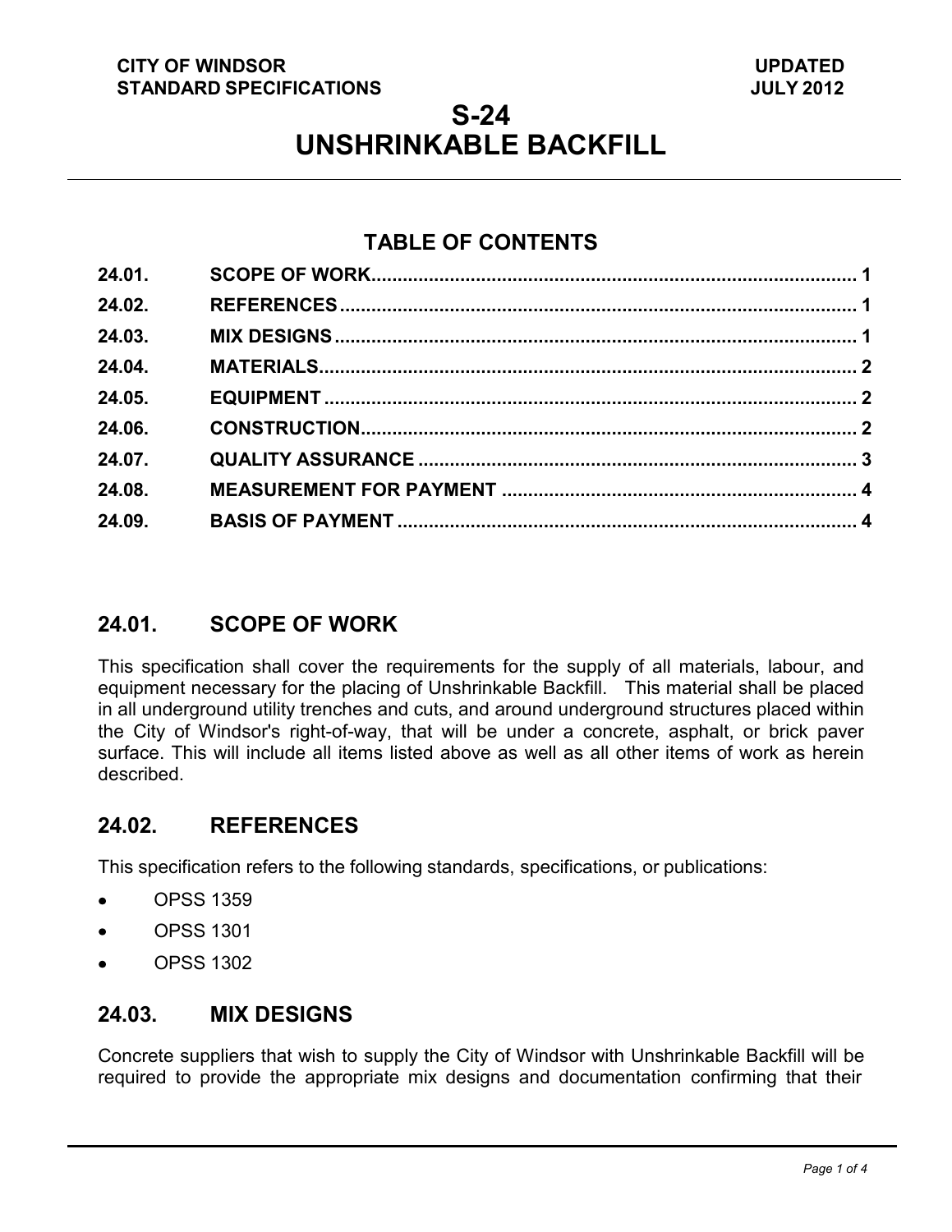**CITY OF WINDSOR STANDARD SPECIFICATIONS**

**UPDATED JULY 2012**

# S-24 UNSHRINKABLE BACKFILL

## TABLE OF CONTENTS

| | | |
|---|---|---|
| 24.01. | SCOPE OF WORK | 1 |
| 24.02. | REFERENCES | 1 |
| 24.03. | MIX DESIGNS | 1 |
| 24.04. | MATERIALS | 2 |
| 24.05. | EQUIPMENT | 2 |
| 24.06. | CONSTRUCTION | 2 |
| 24.07. | QUALITY ASSURANCE | 3 |
| 24.08. | MEASUREMENT FOR PAYMENT | 4 |
| 24.09. | BASIS OF PAYMENT | 4 |

## 24.01. SCOPE OF WORK

This specification shall cover the requirements for the supply of all materials, labour, and equipment necessary for the placing of Unshrinkable Backfill. This material shall be placed in all underground utility trenches and cuts, and around underground structures placed within the City of Windsor's right-of-way, that will be under a concrete, asphalt, or brick paver surface. This will include all items listed above as well as all other items of work as herein described.

## 24.02. REFERENCES

This specification refers to the following standards, specifications, or publications:

- OPSS 1359
- OPSS 1301
- OPSS 1302

## 24.03. MIX DESIGNS

Concrete suppliers that wish to supply the City of Windsor with Unshrinkable Backfill will be required to provide the appropriate mix designs and documentation confirming that their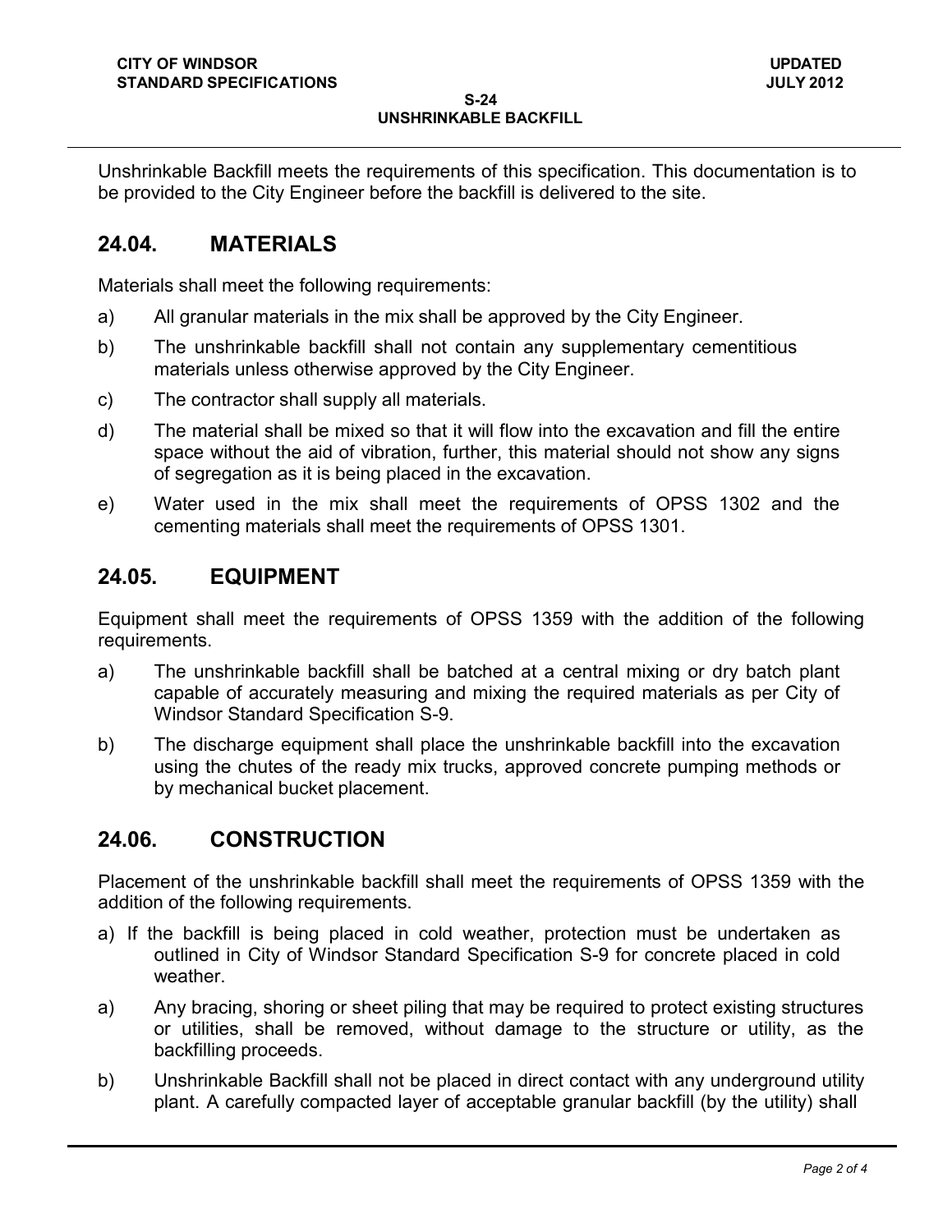Unshrinkable Backfill meets the requirements of this specification. This documentation is to be provided to the City Engineer before the backfill is delivered to the site.

## 24.04. MATERIALS

Materials shall meet the following requirements:

a) All granular materials in the mix shall be approved by the City Engineer.

b) The unshrinkable backfill shall not contain any supplementary cementitious materials unless otherwise approved by the City Engineer.

c) The contractor shall supply all materials.

d) The material shall be mixed so that it will flow into the excavation and fill the entire space without the aid of vibration, further, this material should not show any signs of segregation as it is being placed in the excavation.

e) Water used in the mix shall meet the requirements of OPSS 1302 and the cementing materials shall meet the requirements of OPSS 1301.

## 24.05. EQUIPMENT

Equipment shall meet the requirements of OPSS 1359 with the addition of the following requirements.

a) The unshrinkable backfill shall be batched at a central mixing or dry batch plant capable of accurately measuring and mixing the required materials as per City of Windsor Standard Specification S-9.

b) The discharge equipment shall place the unshrinkable backfill into the excavation using the chutes of the ready mix trucks, approved concrete pumping methods or by mechanical bucket placement.

## 24.06. CONSTRUCTION

Placement of the unshrinkable backfill shall meet the requirements of OPSS 1359 with the addition of the following requirements.

a) If the backfill is being placed in cold weather, protection must be undertaken as outlined in City of Windsor Standard Specification S-9 for concrete placed in cold weather.

a) Any bracing, shoring or sheet piling that may be required to protect existing structures or utilities, shall be removed, without damage to the structure or utility, as the backfilling proceeds.

b) Unshrinkable Backfill shall not be placed in direct contact with any underground utility plant. A carefully compacted layer of acceptable granular backfill (by the utility) shall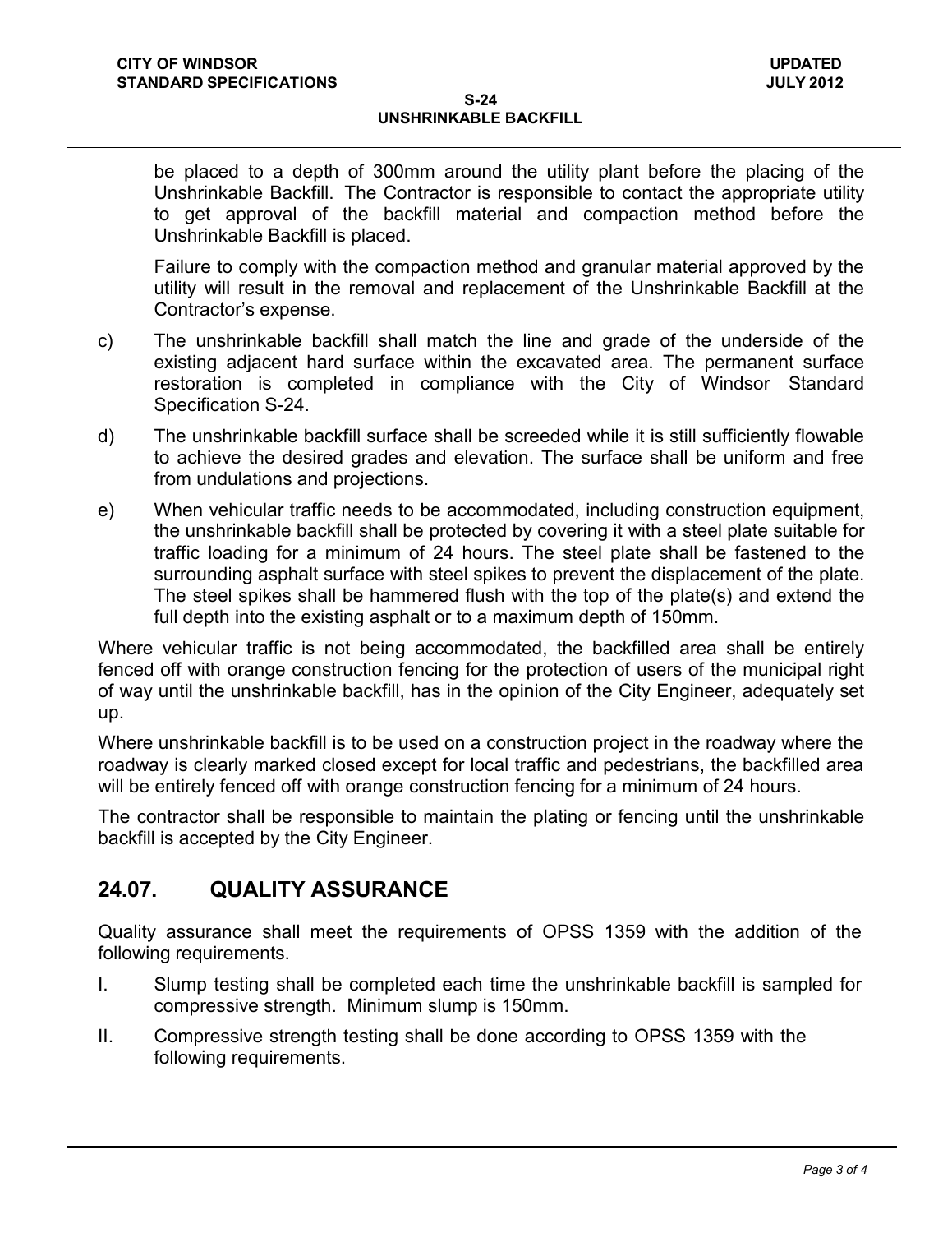be placed to a depth of 300mm around the utility plant before the placing of the Unshrinkable Backfill. The Contractor is responsible to contact the appropriate utility to get approval of the backfill material and compaction method before the Unshrinkable Backfill is placed.

Failure to comply with the compaction method and granular material approved by the utility will result in the removal and replacement of the Unshrinkable Backfill at the Contractor's expense.

c) The unshrinkable backfill shall match the line and grade of the underside of the existing adjacent hard surface within the excavated area. The permanent surface restoration is completed in compliance with the City of Windsor Standard Specification S-24.

d) The unshrinkable backfill surface shall be screeded while it is still sufficiently flowable to achieve the desired grades and elevation. The surface shall be uniform and free from undulations and projections.

e) When vehicular traffic needs to be accommodated, including construction equipment, the unshrinkable backfill shall be protected by covering it with a steel plate suitable for traffic loading for a minimum of 24 hours. The steel plate shall be fastened to the surrounding asphalt surface with steel spikes to prevent the displacement of the plate. The steel spikes shall be hammered flush with the top of the plate(s) and extend the full depth into the existing asphalt or to a maximum depth of 150mm.

Where vehicular traffic is not being accommodated, the backfilled area shall be entirely fenced off with orange construction fencing for the protection of users of the municipal right of way until the unshrinkable backfill, has in the opinion of the City Engineer, adequately set up.

Where unshrinkable backfill is to be used on a construction project in the roadway where the roadway is clearly marked closed except for local traffic and pedestrians, the backfilled area will be entirely fenced off with orange construction fencing for a minimum of 24 hours.

The contractor shall be responsible to maintain the plating or fencing until the unshrinkable backfill is accepted by the City Engineer.

## 24.07. QUALITY ASSURANCE

Quality assurance shall meet the requirements of OPSS 1359 with the addition of the following requirements.

I. Slump testing shall be completed each time the unshrinkable backfill is sampled for compressive strength. Minimum slump is 150mm.

II. Compressive strength testing shall be done according to OPSS 1359 with the following requirements.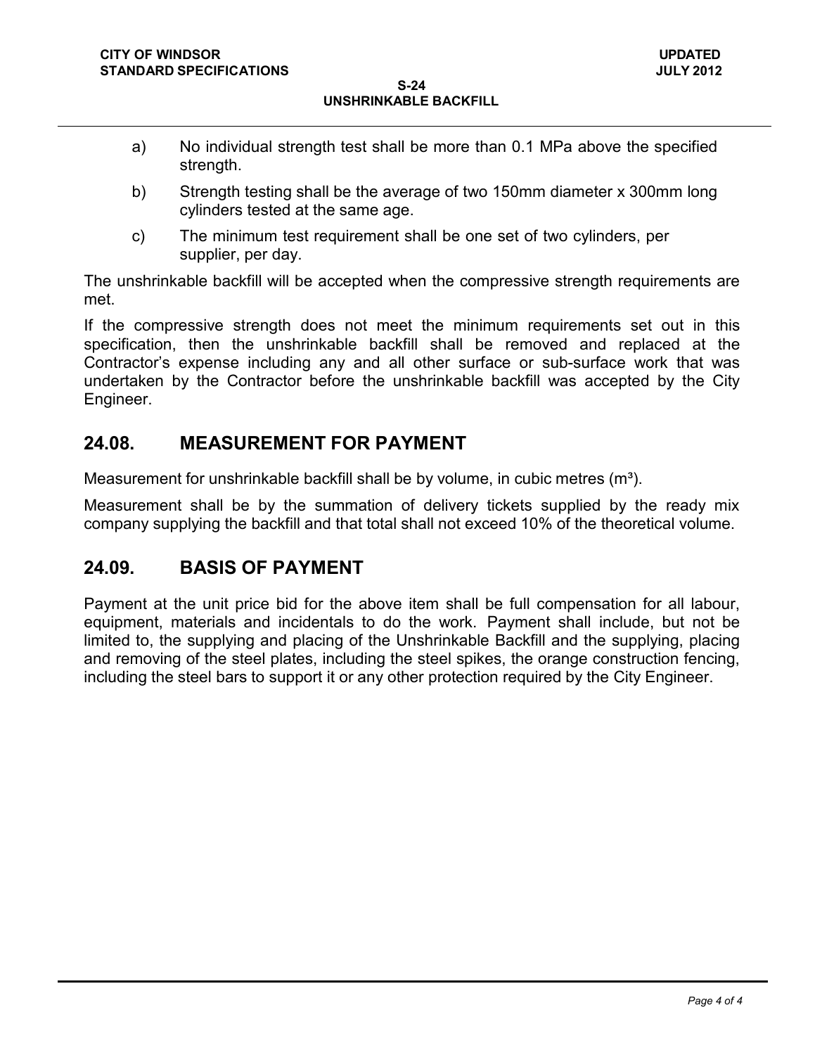a) No individual strength test shall be more than 0.1 MPa above the specified strength.

b) Strength testing shall be the average of two 150mm diameter x 300mm long cylinders tested at the same age.

c) The minimum test requirement shall be one set of two cylinders, per supplier, per day.

The unshrinkable backfill will be accepted when the compressive strength requirements are met.

If the compressive strength does not meet the minimum requirements set out in this specification, then the unshrinkable backfill shall be removed and replaced at the Contractor's expense including any and all other surface or sub-surface work that was undertaken by the Contractor before the unshrinkable backfill was accepted by the City Engineer.

## 24.08. MEASUREMENT FOR PAYMENT

Measurement for unshrinkable backfill shall be by volume, in cubic metres ($m^3$).

Measurement shall be by the summation of delivery tickets supplied by the ready mix company supplying the backfill and that total shall not exceed 10% of the theoretical volume.

## 24.09. BASIS OF PAYMENT

Payment at the unit price bid for the above item shall be full compensation for all labour, equipment, materials and incidentals to do the work. Payment shall include, but not be limited to, the supplying and placing of the Unshrinkable Backfill and the supplying, placing and removing of the steel plates, including the steel spikes, the orange construction fencing, including the steel bars to support it or any other protection required by the City Engineer.